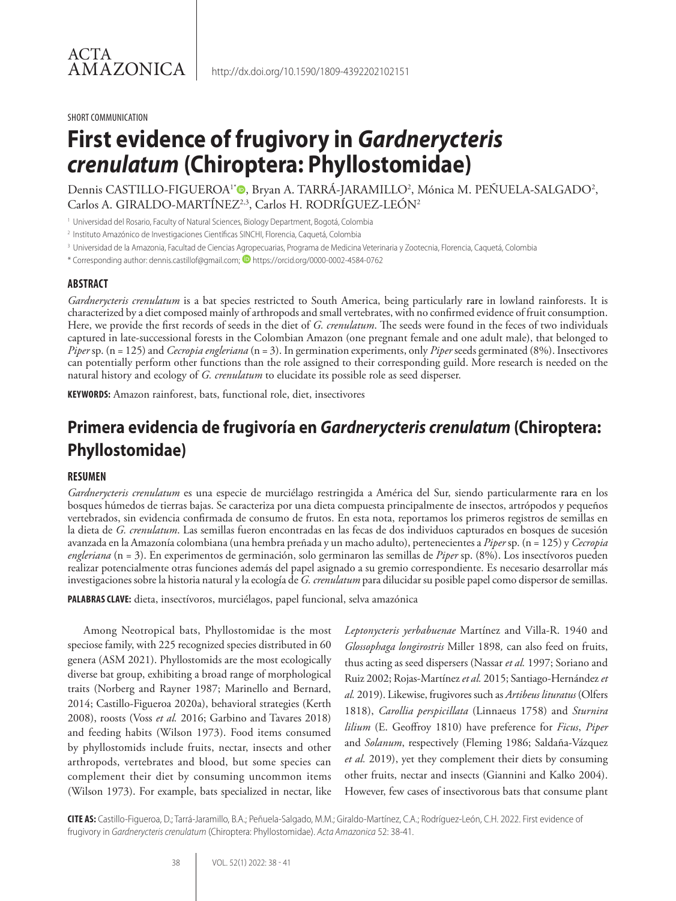SHORT COMMUNICATION

# First evidence of frugivory in *Gardnerycteris crenulatum* (Chiroptera: Phyllostomidae)

Dennis CASTILLO-FIGUEROA[1*], Bryan A. TARRÁ-JARAMILLO[2], Mónica M. PEÑUELA-SALGADO[2], Carlos A. GIRALDO-MARTÍNEZ[2,3], Carlos H. RODRÍGUEZ-LEÓN[2]

[1] Universidad del Rosario, Faculty of Natural Sciences, Biology Department, Bogotá, Colombia

[2] Instituto Amazónico de Investigaciones Científicas SINCHI, Florencia, Caquetá, Colombia

[3] Universidad de la Amazonia, Facultad de Ciencias Agropecuarias, Programa de Medicina Veterinaria y Zootecnia, Florencia, Caquetá, Colombia

\* Corresponding author: dennis.castillof@gmail.com; https://orcid.org/0000-0002-4584-0762

## ABSTRACT

*Gardnerycteris crenulatum* is a bat species restricted to South America, being particularly rare in lowland rainforests. It is characterized by a diet composed mainly of arthropods and small vertebrates, with no confirmed evidence of fruit consumption. Here, we provide the first records of seeds in the diet of *G. crenulatum*. The seeds were found in the feces of two individuals captured in late-successional forests in the Colombian Amazon (one pregnant female and one adult male), that belonged to *Piper* sp. (n = 125) and *Cecropia engleriana* (n = 3). In germination experiments, only *Piper* seeds germinated (8%). Insectivores can potentially perform other functions than the role assigned to their corresponding guild. More research is needed on the natural history and ecology of *G. crenulatum* to elucidate its possible role as seed disperser.

**KEYWORDS:** Amazon rainforest, bats, functional role, diet, insectivores

# Primera evidencia de frugivoría en *Gardnerycteris crenulatum* (Chiroptera: Phyllostomidae)

## RESUMEN

*Gardnerycteris crenulatum* es una especie de murciélago restringida a América del Sur, siendo particularmente rara en los bosques húmedos de tierras bajas. Se caracteriza por una dieta compuesta principalmente de insectos, artrópodos y pequeños vertebrados, sin evidencia confirmada de consumo de frutos. En esta nota, reportamos los primeros registros de semillas en la dieta de *G. crenulatum*. Las semillas fueron encontradas en las fecas de dos individuos capturados en bosques de sucesión avanzada en la Amazonía colombiana (una hembra preñada y un macho adulto), pertenecientes a *Piper* sp. (n = 125) y *Cecropia engleriana* (n = 3). En experimentos de germinación, solo germinaron las semillas de *Piper* sp. (8%). Los insectívoros pueden realizar potencialmente otras funciones además del papel asignado a su gremio correspondiente. Es necesario desarrollar más investigaciones sobre la historia natural y la ecología de *G. crenulatum* para dilucidar su posible papel como dispersor de semillas.

**PALABRAS CLAVE:** dieta, insectívoros, murciélagos, papel funcional, selva amazónica

Among Neotropical bats, Phyllostomidae is the most speciose family, with 225 recognized species distributed in 60 genera (ASM 2021). Phyllostomids are the most ecologically diverse bat group, exhibiting a broad range of morphological traits (Norberg and Rayner 1987; Marinello and Bernard, 2014; Castillo-Figueroa 2020a), behavioral strategies (Kerth 2008), roosts (Voss *et al.* 2016; Garbino and Tavares 2018) and feeding habits (Wilson 1973). Food items consumed by phyllostomids include fruits, nectar, insects and other arthropods, vertebrates and blood, but some species can complement their diet by consuming uncommon items (Wilson 1973). For example, bats specialized in nectar, like *Leptonycteris yerbabuenae* Martínez and Villa-R. 1940 and *Glossophaga longirostris* Miller 1898*,* can also feed on fruits, thus acting as seed dispersers (Nassar *et al.* 1997; Soriano and Ruiz 2002; Rojas-Martínez *et al.* 2015; Santiago-Hernández *et al.* 2019). Likewise, frugivores such as *Artibeus lituratus* (Olfers 1818), *Carollia perspicillata* (Linnaeus 1758) and *Sturnira lilium* (E. Geoffroy 1810) have preference for *Ficus*, *Piper* and *Solanum*, respectively (Fleming 1986; Saldaña-Vázquez *et al.* 2019), yet they complement their diets by consuming other fruits, nectar and insects (Giannini and Kalko 2004). However, few cases of insectivorous bats that consume plant

**CITE AS:** Castillo-Figueroa, D.; Tarrá-Jaramillo, B.A.; Peñuela-Salgado, M.M.; Giraldo-Martínez, C.A.; Rodríguez-León, C.H. 2022. First evidence of frugivory in *Gardnerycteris crenulatum* (Chiroptera: Phyllostomidae). *Acta Amazonica* 52: 38-41.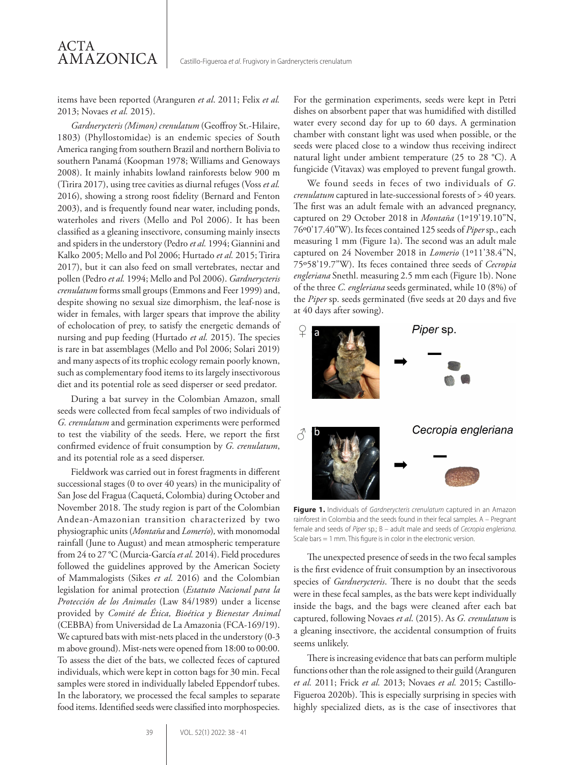items have been reported (Aranguren *et al*. 2011; Felix *et al.* 2013; Novaes *et al.* 2015).

*Gardnerycteris (Mimon) crenulatum* (Geoffroy St.-Hilaire, 1803) (Phyllostomidae) is an endemic species of South America ranging from southern Brazil and northern Bolivia to southern Panamá (Koopman 1978; Williams and Genoways 2008). It mainly inhabits lowland rainforests below 900 m (Tirira 2017), using tree cavities as diurnal refuges (Voss *et al.* 2016), showing a strong roost fidelity (Bernard and Fenton 2003), and is frequently found near water, including ponds, waterholes and rivers (Mello and Pol 2006). It has been classified as a gleaning insectivore, consuming mainly insects and spiders in the understory (Pedro *et al.* 1994; Giannini and Kalko 2005; Mello and Pol 2006; Hurtado *et al.* 2015; Tirira 2017), but it can also feed on small vertebrates, nectar and pollen (Pedro *et al.* 1994; Mello and Pol 2006). *Gardnerycteris crenulatum* forms small groups (Emmons and Feer 1999) and, despite showing no sexual size dimorphism, the leaf-nose is wider in females, with larger spears that improve the ability of echolocation of prey, to satisfy the energetic demands of nursing and pup feeding (Hurtado *et al.* 2015). The species is rare in bat assemblages (Mello and Pol 2006; Solari 2019) and many aspects of its trophic ecology remain poorly known, such as complementary food items to its largely insectivorous diet and its potential role as seed disperser or seed predator.

During a bat survey in the Colombian Amazon, small seeds were collected from fecal samples of two individuals of *G. crenulatum* and germination experiments were performed to test the viability of the seeds. Here, we report the first confirmed evidence of fruit consumption by *G. crenulatum*, and its potential role as a seed disperser.

Fieldwork was carried out in forest fragments in different successional stages (0 to over 40 years) in the municipality of San Jose del Fragua (Caquetá, Colombia) during October and November 2018. The study region is part of the Colombian Andean-Amazonian transition characterized by two physiographic units (*Montaña* and *Lomerío*), with monomodal rainfall (June to August) and mean atmospheric temperature from 24 to 27 °C (Murcia-García *et al.* 2014). Field procedures followed the guidelines approved by the American Society of Mammalogists (Sikes *et al.* 2016) and the Colombian legislation for animal protection (*Estatuto Nacional para la Protección de los Animales* (Law 84/1989) under a license provided by *Comité de Ética, Bioética y Bienestar Animal* (CEBBA) from Universidad de La Amazonia (FCA-169/19). We captured bats with mist-nets placed in the understory (0-3 m above ground). Mist-nets were opened from 18:00 to 00:00. To assess the diet of the bats, we collected feces of captured individuals, which were kept in cotton bags for 30 min. Fecal samples were stored in individually labeled Eppendorf tubes. In the laboratory, we processed the fecal samples to separate food items. Identified seeds were classified into morphospecies. For the germination experiments, seeds were kept in Petri dishes on absorbent paper that was humidified with distilled water every second day for up to 60 days. A germination chamber with constant light was used when possible, or the seeds were placed close to a window thus receiving indirect natural light under ambient temperature (25 to 28 °C). A fungicide (Vitavax) was employed to prevent fungal growth.

We found seeds in feces of two individuals of *G. crenulatum* captured in late-successional forests of > 40 years. The first was an adult female with an advanced pregnancy, captured on 29 October 2018 in *Montaña* (1º19'19.10"N, 76º0'17.40"W). Its feces contained 125 seeds of *Piper* sp., each measuring 1 mm (Figure 1a). The second was an adult male captured on 24 November 2018 in *Lomerio* (1º11'38.4"N, 75º58'19.7"W). Its feces contained three seeds of *Cecropia engleriana* Snethl. measuring 2.5 mm each (Figure 1b). None of the three *C. engleriana* seeds germinated, while 10 (8%) of the *Piper* sp. seeds germinated (five seeds at 20 days and five at 40 days after sowing).

**Figure 1.** Individuals of *Gardnerycteris crenulatum* captured in an Amazon rainforest in Colombia and the seeds found in their fecal samples. A – Pregnant female and seeds of *Piper* sp.; B – adult male and seeds of *Cecropia engleriana*. Scale bars = 1 mm. This figure is in color in the electronic version.

The unexpected presence of seeds in the two fecal samples is the first evidence of fruit consumption by an insectivorous species of *Gardnerycteris*. There is no doubt that the seeds were in these fecal samples, as the bats were kept individually inside the bags, and the bags were cleaned after each bat captured, following Novaes *et al.* (2015). As *G. crenulatum* is a gleaning insectivore, the accidental consumption of fruits seems unlikely.

There is increasing evidence that bats can perform multiple functions other than the role assigned to their guild (Aranguren *et al.* 2011; Frick *et al.* 2013; Novaes *et al.* 2015; Castillo-Figueroa 2020b). This is especially surprising in species with highly specialized diets, as is the case of insectivores that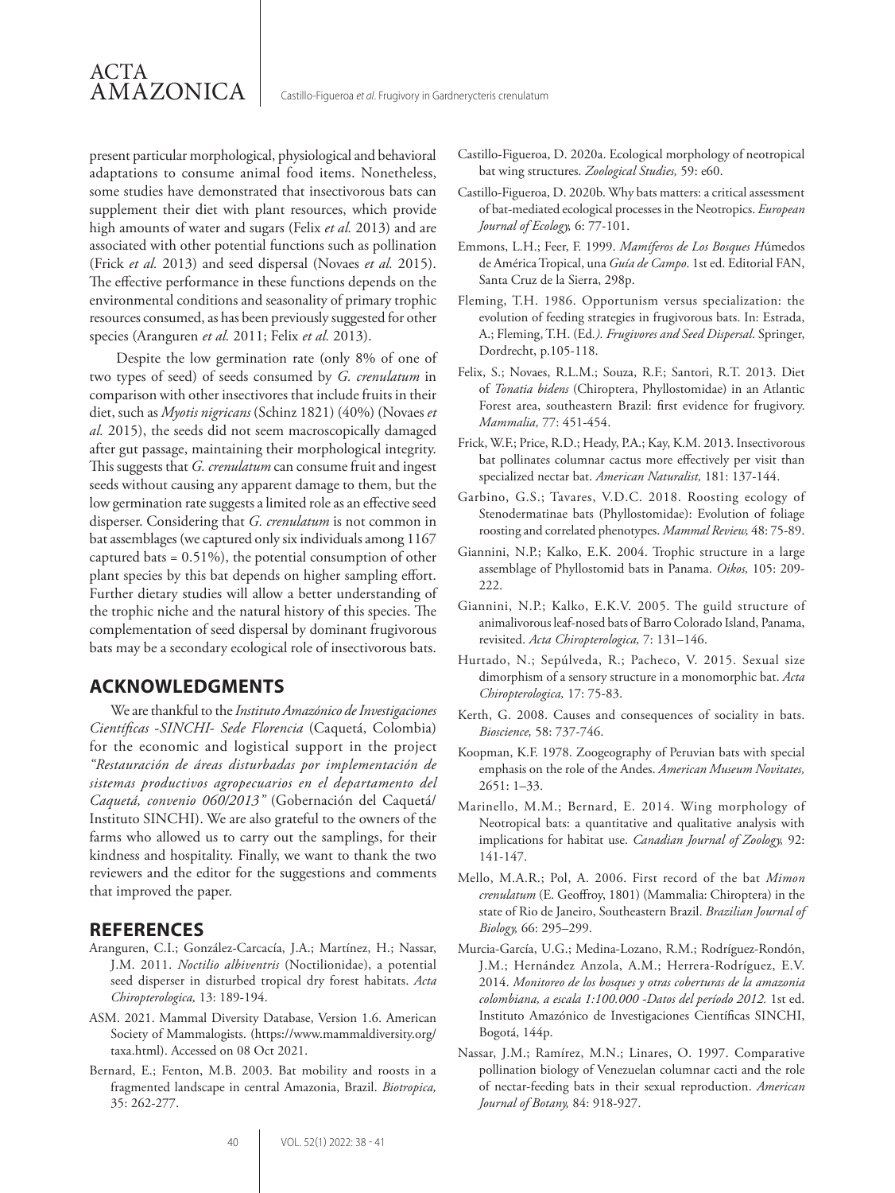present particular morphological, physiological and behavioral adaptations to consume animal food items. Nonetheless, some studies have demonstrated that insectivorous bats can supplement their diet with plant resources, which provide high amounts of water and sugars (Felix *et al.* 2013) and are associated with other potential functions such as pollination (Frick *et al.* 2013) and seed dispersal (Novaes *et al.* 2015). The effective performance in these functions depends on the environmental conditions and seasonality of primary trophic resources consumed, as has been previously suggested for other species (Aranguren *et al.* 2011; Felix *et al.* 2013).

Despite the low germination rate (only 8% of one of two types of seed) of seeds consumed by *G. crenulatum* in comparison with other insectivores that include fruits in their diet, such as *Myotis nigricans* (Schinz 1821) (40%) (Novaes *et al.* 2015), the seeds did not seem macroscopically damaged after gut passage, maintaining their morphological integrity. This suggests that *G. crenulatum* can consume fruit and ingest seeds without causing any apparent damage to them, but the low germination rate suggests a limited role as an effective seed disperser. Considering that *G. crenulatum* is not common in bat assemblages (we captured only six individuals among 1167 captured bats = 0.51%), the potential consumption of other plant species by this bat depends on higher sampling effort. Further dietary studies will allow a better understanding of the trophic niche and the natural history of this species. The complementation of seed dispersal by dominant frugivorous bats may be a secondary ecological role of insectivorous bats.

## ACKNOWLEDGMENTS

We are thankful to the *Instituto Amazónico de Investigaciones Científicas -SINCHI- Sede Florencia* (Caquetá, Colombia) for the economic and logistical support in the project *"Restauración de áreas disturbadas por implementación de sistemas productivos agropecuarios en el departamento del Caquetá, convenio 060/2013"* (Gobernación del Caquetá/ Instituto SINCHI). We are also grateful to the owners of the farms who allowed us to carry out the samplings, for their kindness and hospitality. Finally, we want to thank the two reviewers and the editor for the suggestions and comments that improved the paper.

## REFERENCES

Aranguren, C.I.; González-Carcacía, J.A.; Martínez, H.; Nassar, J.M. 2011. *Noctilio albiventris* (Noctilionidae), a potential seed disperser in disturbed tropical dry forest habitats. *Acta Chiropterologica,* 13: 189-194.

ASM. 2021. Mammal Diversity Database, Version 1.6. American Society of Mammalogists. (https://www.mammaldiversity.org/taxa.html). Accessed on 08 Oct 2021.

Bernard, E.; Fenton, M.B. 2003. Bat mobility and roosts in a fragmented landscape in central Amazonia, Brazil. *Biotropica,* 35: 262-277.

Castillo-Figueroa, D. 2020a. Ecological morphology of neotropical bat wing structures. *Zoological Studies,* 59: e60.

Castillo-Figueroa, D. 2020b. Why bats matters: a critical assessment of bat-mediated ecological processes in the Neotropics. *European Journal of Ecology,* 6: 77-101.

Emmons, L.H.; Feer, F. 1999. *Mamíferos de Los Bosques Húmedos de América Tropical, una Guía de Campo*. 1st ed. Editorial FAN, Santa Cruz de la Sierra, 298p.

Fleming, T.H. 1986. Opportunism versus specialization: the evolution of feeding strategies in frugivorous bats. In: Estrada, A.; Fleming, T.H. (Ed*.). Frugivores and Seed Dispersal*. Springer, Dordrecht, p.105-118.

Felix, S.; Novaes, R.L.M.; Souza, R.F.; Santori, R.T. 2013. Diet of *Tonatia bidens* (Chiroptera, Phyllostomidae) in an Atlantic Forest area, southeastern Brazil: first evidence for frugivory. *Mammalia,* 77: 451-454.

Frick, W.F.; Price, R.D.; Heady, P.A.; Kay, K.M. 2013. Insectivorous bat pollinates columnar cactus more effectively per visit than specialized nectar bat. *American Naturalist,* 181: 137-144.

Garbino, G.S.; Tavares, V.D.C. 2018. Roosting ecology of Stenodermatinae bats (Phyllostomidae): Evolution of foliage roosting and correlated phenotypes. *Mammal Review,* 48: 75-89.

Giannini, N.P.; Kalko, E.K. 2004. Trophic structure in a large assemblage of Phyllostomid bats in Panama. *Oikos,* 105: 209-222.

Giannini, N.P.; Kalko, E.K.V. 2005. The guild structure of animalivorous leaf-nosed bats of Barro Colorado Island, Panama, revisited. *Acta Chiropterologica,* 7: 131–146.

Hurtado, N.; Sepúlveda, R.; Pacheco, V. 2015. Sexual size dimorphism of a sensory structure in a monomorphic bat. *Acta Chiropterologica,* 17: 75-83.

Kerth, G. 2008. Causes and consequences of sociality in bats. *Bioscience,* 58: 737-746.

Koopman, K.F. 1978. Zoogeography of Peruvian bats with special emphasis on the role of the Andes. *American Museum Novitates,* 2651: 1–33.

Marinello, M.M.; Bernard, E. 2014. Wing morphology of Neotropical bats: a quantitative and qualitative analysis with implications for habitat use. *Canadian Journal of Zoology,* 92: 141-147.

Mello, M.A.R.; Pol, A. 2006. First record of the bat *Mimon crenulatum* (E. Geoffroy, 1801) (Mammalia: Chiroptera) in the state of Rio de Janeiro, Southeastern Brazil. *Brazilian Journal of Biology,* 66: 295–299.

Murcia-García, U.G.; Medina-Lozano, R.M.; Rodríguez-Rondón, J.M.; Hernández Anzola, A.M.; Herrera-Rodríguez, E.V. 2014. *Monitoreo de los bosques y otras coberturas de la amazonia colombiana, a escala 1:100.000 -Datos del período 2012.* 1st ed. Instituto Amazónico de Investigaciones Científicas SINCHI, Bogotá, 144p.

Nassar, J.M.; Ramírez, M.N.; Linares, O. 1997. Comparative pollination biology of Venezuelan columnar cacti and the role of nectar-feeding bats in their sexual reproduction. *American Journal of Botany,* 84: 918-927.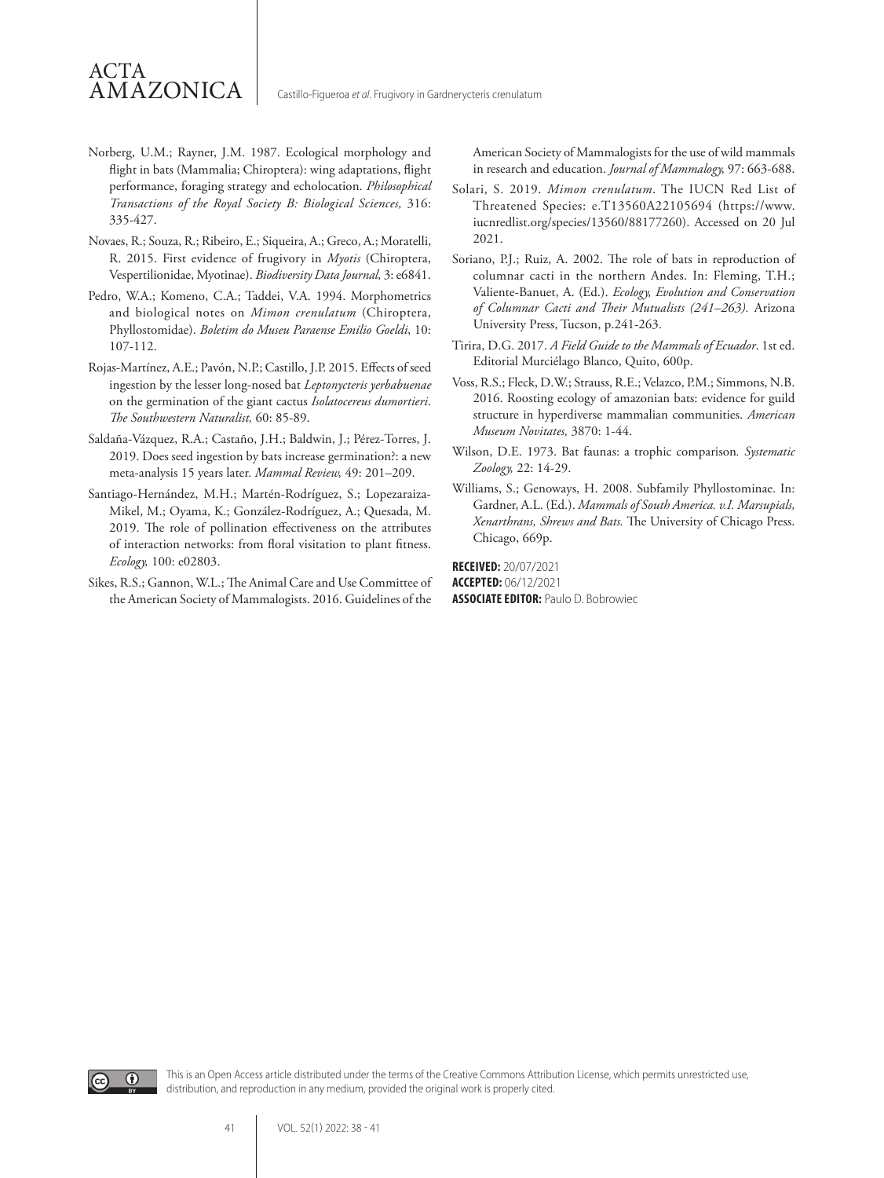Norberg, U.M.; Rayner, J.M. 1987. Ecological morphology and flight in bats (Mammalia; Chiroptera): wing adaptations, flight performance, foraging strategy and echolocation. *Philosophical Transactions of the Royal Society B: Biological Sciences,* 316: 335-427.

Novaes, R.; Souza, R.; Ribeiro, E.; Siqueira, A.; Greco, A.; Moratelli, R. 2015. First evidence of frugivory in *Myotis* (Chiroptera, Vespertilionidae, Myotinae). *Biodiversity Data Journal,* 3: e6841.

Pedro, W.A.; Komeno, C.A.; Taddei, V.A. 1994. Morphometrics and biological notes on *Mimon crenulatum* (Chiroptera, Phyllostomidae). *Boletim do Museu Paraense Emílio Goeldi*, 10: 107-112.

Rojas-Martínez, A.E.; Pavón, N.P.; Castillo, J.P. 2015. Effects of seed ingestion by the lesser long-nosed bat *Leptonycteris yerbabuenae* on the germination of the giant cactus *Isolatocereus dumortieri*. *The Southwestern Naturalist,* 60: 85-89.

Saldaña-Vázquez, R.A.; Castaño, J.H.; Baldwin, J.; Pérez-Torres, J. 2019. Does seed ingestion by bats increase germination?: a new meta-analysis 15 years later. *Mammal Review,* 49: 201–209.

Santiago-Hernández, M.H.; Martén-Rodríguez, S.; Lopezaraiza-Mikel, M.; Oyama, K.; González-Rodríguez, A.; Quesada, M. 2019. The role of pollination effectiveness on the attributes of interaction networks: from floral visitation to plant fitness. *Ecology,* 100: e02803.

Sikes, R.S.; Gannon, W.L.; The Animal Care and Use Committee of the American Society of Mammalogists. 2016. Guidelines of the American Society of Mammalogists for the use of wild mammals in research and education. *Journal of Mammalogy,* 97: 663-688.

Solari, S. 2019. *Mimon crenulatum*. The IUCN Red List of Threatened Species: e.T13560A22105694 (https://www.iucnredlist.org/species/13560/88177260). Accessed on 20 Jul 2021.

Soriano, P.J.; Ruiz, A. 2002. The role of bats in reproduction of columnar cacti in the northern Andes. In: Fleming, T.H.; Valiente-Banuet, A. (Ed.). *Ecology, Evolution and Conservation of Columnar Cacti and Their Mutualists (241–263).* Arizona University Press, Tucson, p.241-263.

Tirira, D.G. 2017. *A Field Guide to the Mammals of Ecuador*. 1st ed. Editorial Murciélago Blanco, Quito, 600p.

Voss, R.S.; Fleck, D.W.; Strauss, R.E.; Velazco, P.M.; Simmons, N.B. 2016. Roosting ecology of amazonian bats: evidence for guild structure in hyperdiverse mammalian communities. *American Museum Novitates,* 3870: 1-44.

Wilson, D.E. 1973. Bat faunas: a trophic comparison*. Systematic Zoology,* 22: 14-29.

Williams, S.; Genoways, H. 2008. Subfamily Phyllostominae. In: Gardner, A.L. (Ed.). *Mammals of South America. v.I. Marsupials, Xenarthrans, Shrews and Bats.* The University of Chicago Press. Chicago, 669p.

**RECEIVED:** 20/07/2021
**ACCEPTED:** 06/12/2021
**ASSOCIATE EDITOR:** Paulo D. Bobrowiec

This is an Open Access article distributed under the terms of the Creative Commons Attribution License, which permits unrestricted use, distribution, and reproduction in any medium, provided the original work is properly cited.